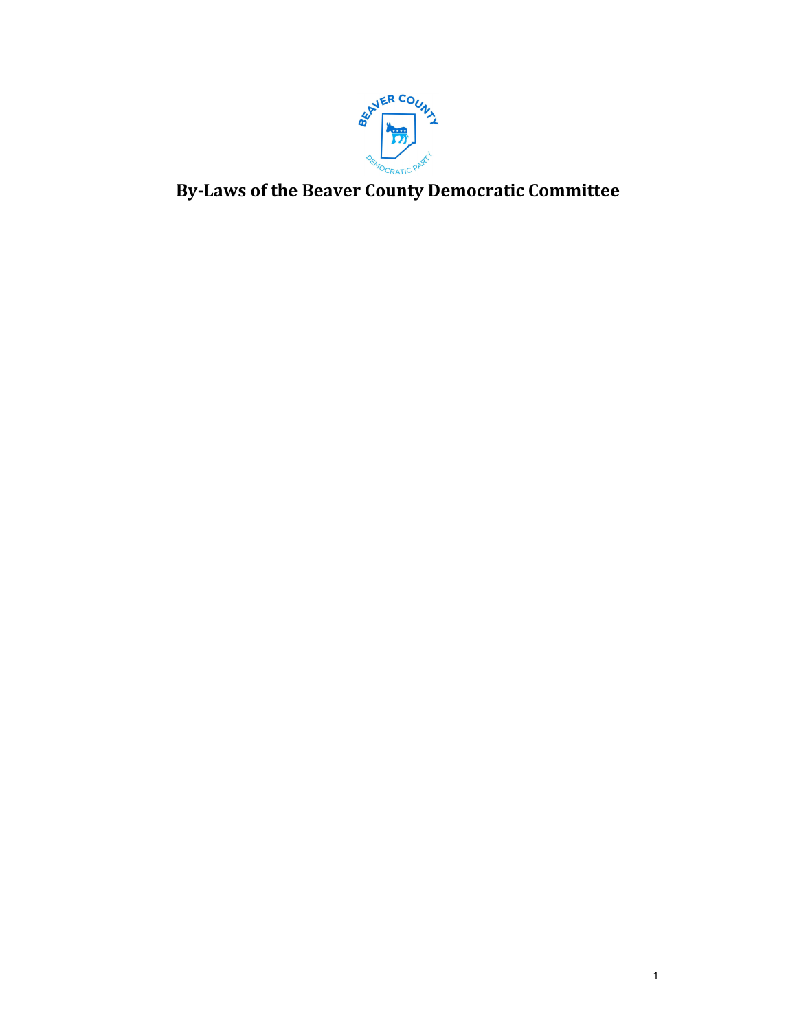# By-Laws of the Beaver County Democratic Committee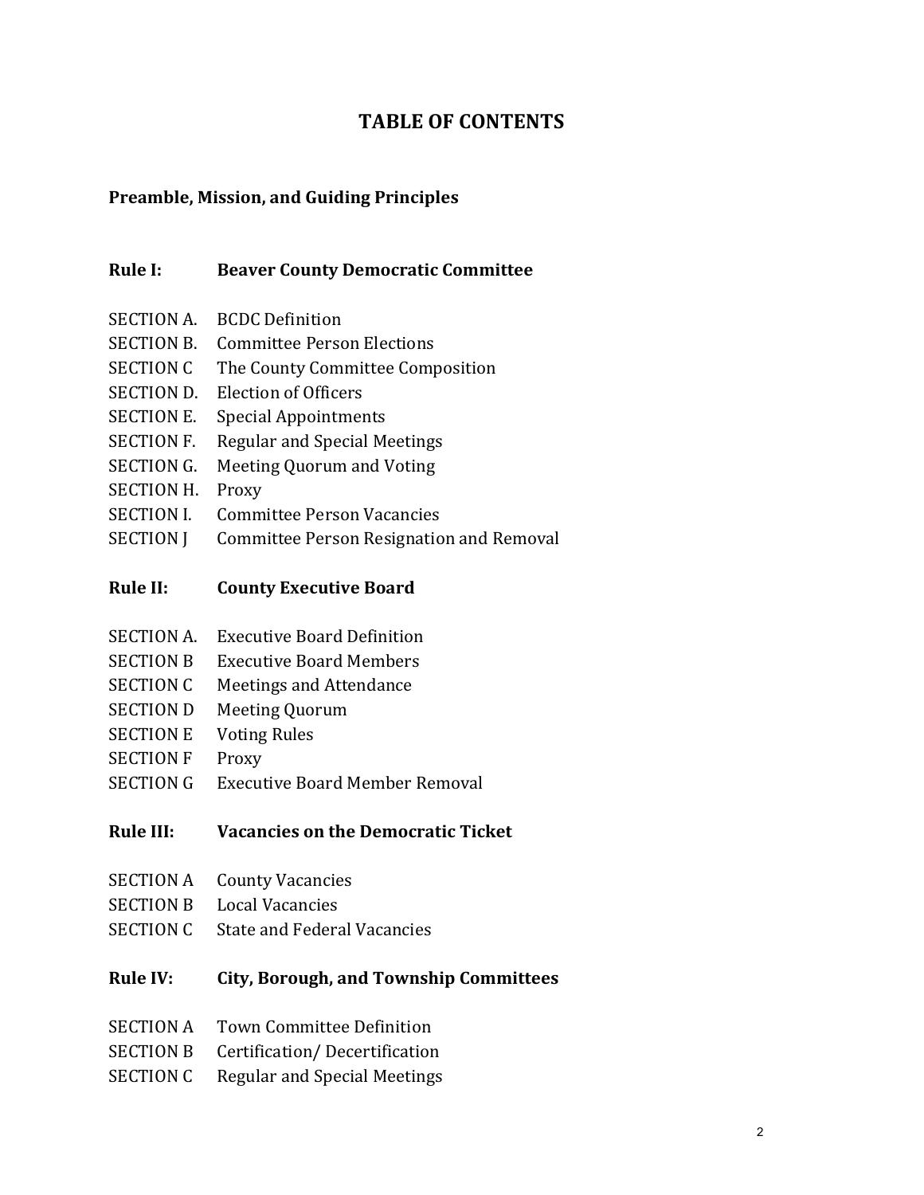# TABLE OF CONTENTS

**Preamble, Mission, and Guiding Principles**

## Rule I: Beaver County Democratic Committee

SECTION A. BCDC Definition
SECTION B. Committee Person Elections
SECTION C The County Committee Composition
SECTION D. Election of Officers
SECTION E. Special Appointments
SECTION F. Regular and Special Meetings
SECTION G. Meeting Quorum and Voting
SECTION H. Proxy
SECTION I. Committee Person Vacancies
SECTION J Committee Person Resignation and Removal

## Rule II: County Executive Board

SECTION A. Executive Board Definition
SECTION B Executive Board Members
SECTION C Meetings and Attendance
SECTION D Meeting Quorum
SECTION E Voting Rules
SECTION F Proxy
SECTION G Executive Board Member Removal

## Rule III: Vacancies on the Democratic Ticket

SECTION A County Vacancies
SECTION B Local Vacancies
SECTION C State and Federal Vacancies

## Rule IV: City, Borough, and Township Committees

SECTION A Town Committee Definition
SECTION B Certification/ Decertification
SECTION C Regular and Special Meetings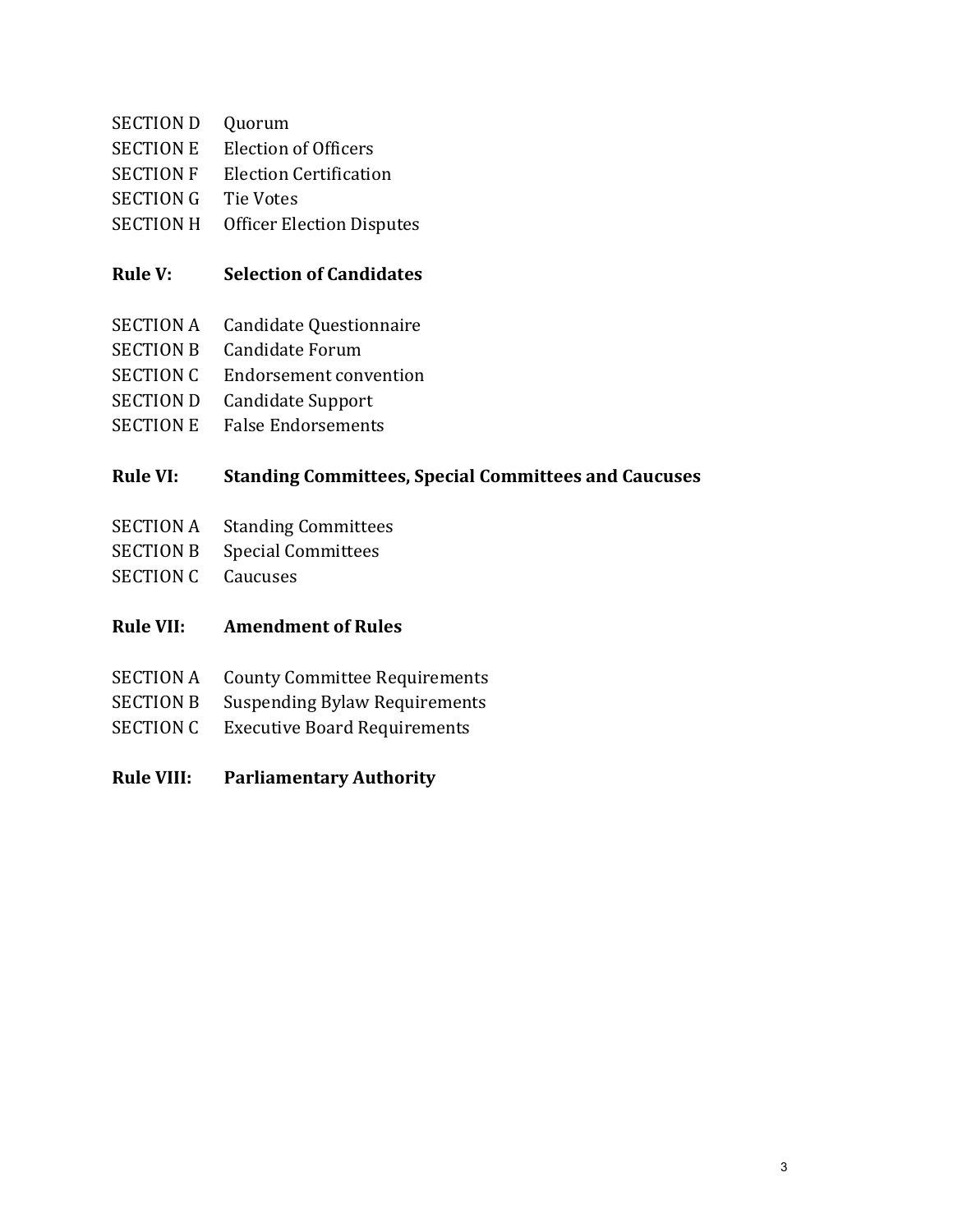SECTION D Quorum
SECTION E Election of Officers
SECTION F Election Certification
SECTION G Tie Votes
SECTION H Officer Election Disputes

**Rule V: Selection of Candidates**

SECTION A Candidate Questionnaire
SECTION B Candidate Forum
SECTION C Endorsement convention
SECTION D Candidate Support
SECTION E False Endorsements

**Rule VI: Standing Committees, Special Committees and Caucuses**

SECTION A Standing Committees
SECTION B Special Committees
SECTION C Caucuses

**Rule VII: Amendment of Rules**

SECTION A County Committee Requirements
SECTION B Suspending Bylaw Requirements
SECTION C Executive Board Requirements

**Rule VIII: Parliamentary Authority**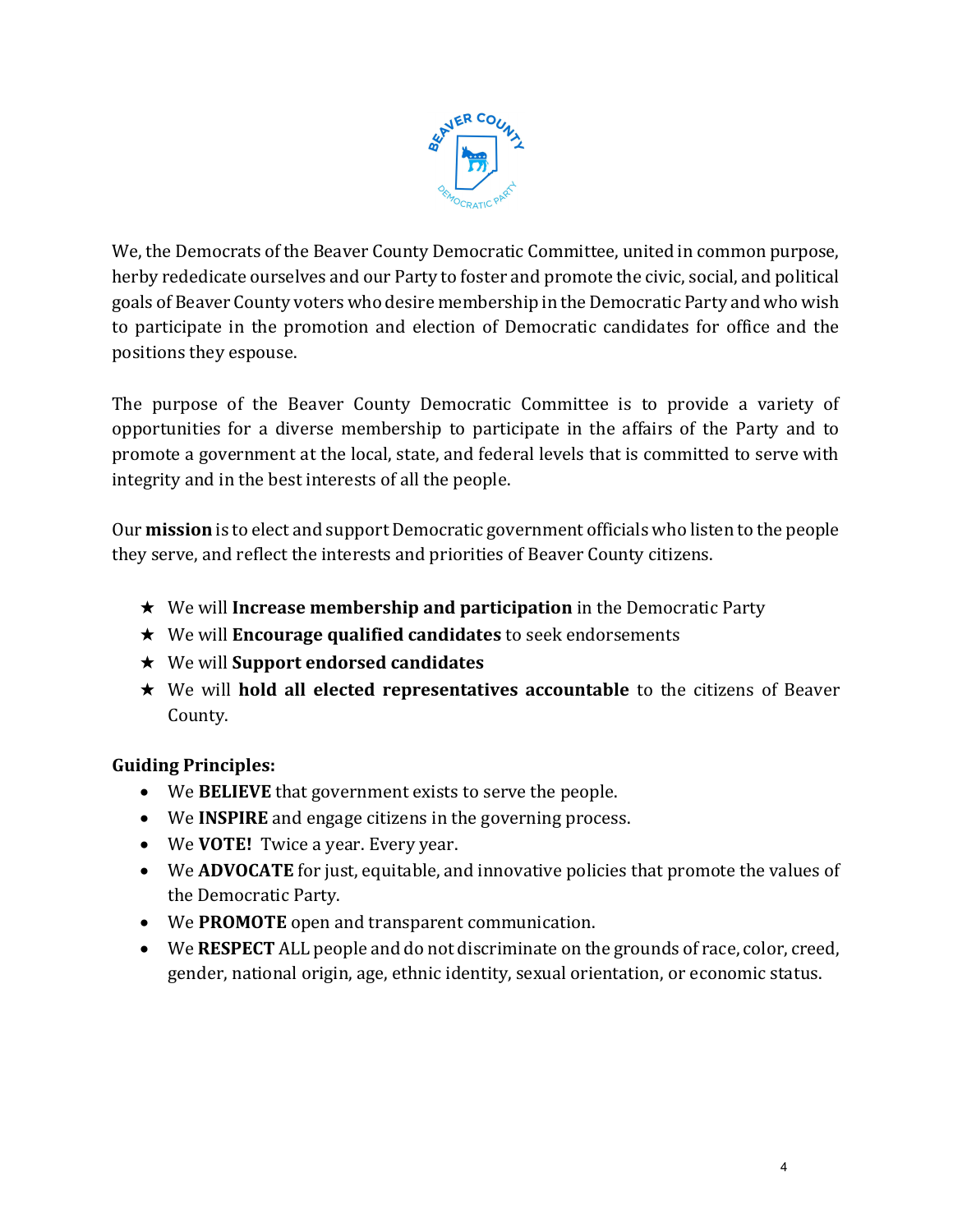We, the Democrats of the Beaver County Democratic Committee, united in common purpose, herby rededicate ourselves and our Party to foster and promote the civic, social, and political goals of Beaver County voters who desire membership in the Democratic Party and who wish to participate in the promotion and election of Democratic candidates for office and the positions they espouse.

The purpose of the Beaver County Democratic Committee is to provide a variety of opportunities for a diverse membership to participate in the affairs of the Party and to promote a government at the local, state, and federal levels that is committed to serve with integrity and in the best interests of all the people.

Our **mission** is to elect and support Democratic government officials who listen to the people they serve, and reflect the interests and priorities of Beaver County citizens.

- ★ We will **Increase membership and participation** in the Democratic Party
- ★ We will **Encourage qualified candidates** to seek endorsements
- ★ We will **Support endorsed candidates**
- ★ We will **hold all elected representatives accountable** to the citizens of Beaver County.

**Guiding Principles:**

- We **BELIEVE** that government exists to serve the people.
- We **INSPIRE** and engage citizens in the governing process.
- We **VOTE!** Twice a year. Every year.
- We **ADVOCATE** for just, equitable, and innovative policies that promote the values of the Democratic Party.
- We **PROMOTE** open and transparent communication.
- We **RESPECT** ALL people and do not discriminate on the grounds of race, color, creed, gender, national origin, age, ethnic identity, sexual orientation, or economic status.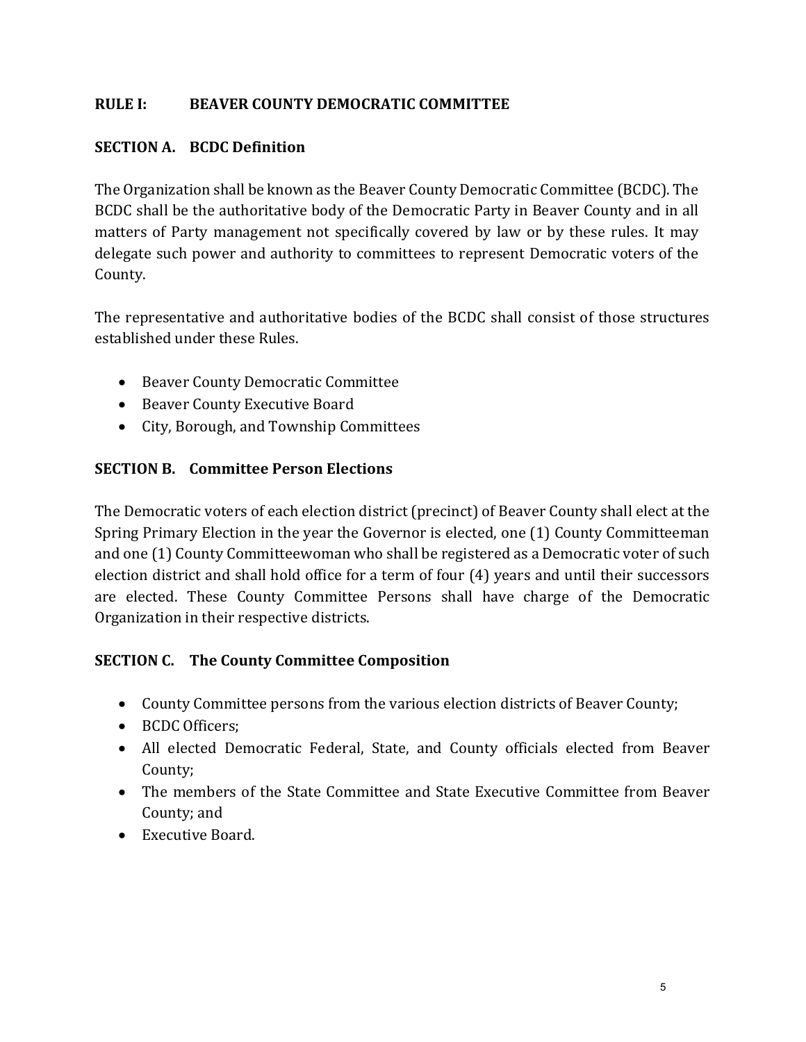## RULE I: BEAVER COUNTY DEMOCRATIC COMMITTEE

### SECTION A. BCDC Definition

The Organization shall be known as the Beaver County Democratic Committee (BCDC). The BCDC shall be the authoritative body of the Democratic Party in Beaver County and in all matters of Party management not specifically covered by law or by these rules. It may delegate such power and authority to committees to represent Democratic voters of the County.

The representative and authoritative bodies of the BCDC shall consist of those structures established under these Rules.

- Beaver County Democratic Committee
- Beaver County Executive Board
- City, Borough, and Township Committees

### SECTION B. Committee Person Elections

The Democratic voters of each election district (precinct) of Beaver County shall elect at the Spring Primary Election in the year the Governor is elected, one (1) County Committeeman and one (1) County Committeewoman who shall be registered as a Democratic voter of such election district and shall hold office for a term of four (4) years and until their successors are elected. These County Committee Persons shall have charge of the Democratic Organization in their respective districts.

### SECTION C. The County Committee Composition

- County Committee persons from the various election districts of Beaver County;
- BCDC Officers;
- All elected Democratic Federal, State, and County officials elected from Beaver County;
- The members of the State Committee and State Executive Committee from Beaver County; and
- Executive Board.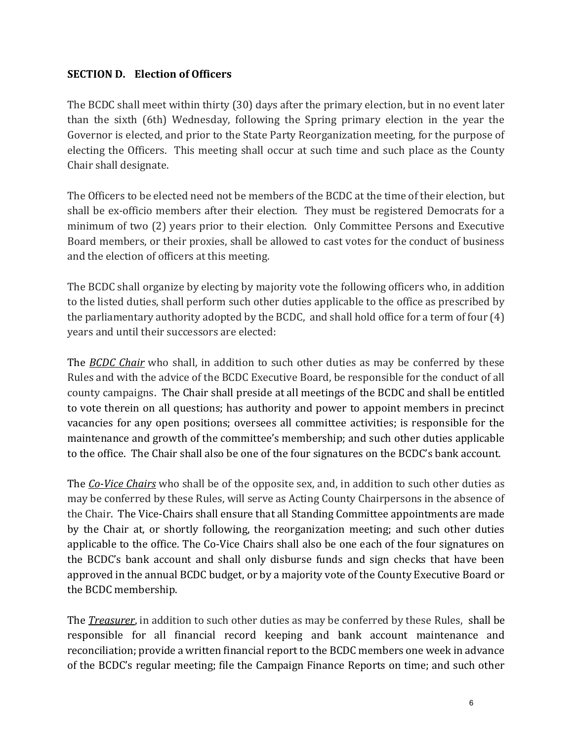**SECTION D. Election of Officers**

The BCDC shall meet within thirty (30) days after the primary election, but in no event later than the sixth (6th) Wednesday, following the Spring primary election in the year the Governor is elected, and prior to the State Party Reorganization meeting, for the purpose of electing the Officers. This meeting shall occur at such time and such place as the County Chair shall designate.

The Officers to be elected need not be members of the BCDC at the time of their election, but shall be ex-officio members after their election. They must be registered Democrats for a minimum of two (2) years prior to their election. Only Committee Persons and Executive Board members, or their proxies, shall be allowed to cast votes for the conduct of business and the election of officers at this meeting.

The BCDC shall organize by electing by majority vote the following officers who, in addition to the listed duties, shall perform such other duties applicable to the office as prescribed by the parliamentary authority adopted by the BCDC, and shall hold office for a term of four (4) years and until their successors are elected:

The ***BCDC Chair*** who shall, in addition to such other duties as may be conferred by these Rules and with the advice of the BCDC Executive Board, be responsible for the conduct of all county campaigns. The Chair shall preside at all meetings of the BCDC and shall be entitled to vote therein on all questions; has authority and power to appoint members in precinct vacancies for any open positions; oversees all committee activities; is responsible for the maintenance and growth of the committee's membership; and such other duties applicable to the office. The Chair shall also be one of the four signatures on the BCDC's bank account.

The ***Co-Vice Chairs*** who shall be of the opposite sex, and, in addition to such other duties as may be conferred by these Rules, will serve as Acting County Chairpersons in the absence of the Chair. The Vice-Chairs shall ensure that all Standing Committee appointments are made by the Chair at, or shortly following, the reorganization meeting; and such other duties applicable to the office. The Co-Vice Chairs shall also be one each of the four signatures on the BCDC's bank account and shall only disburse funds and sign checks that have been approved in the annual BCDC budget, or by a majority vote of the County Executive Board or the BCDC membership.

The ***Treasurer***, in addition to such other duties as may be conferred by these Rules, shall be responsible for all financial record keeping and bank account maintenance and reconciliation; provide a written financial report to the BCDC members one week in advance of the BCDC's regular meeting; file the Campaign Finance Reports on time; and such other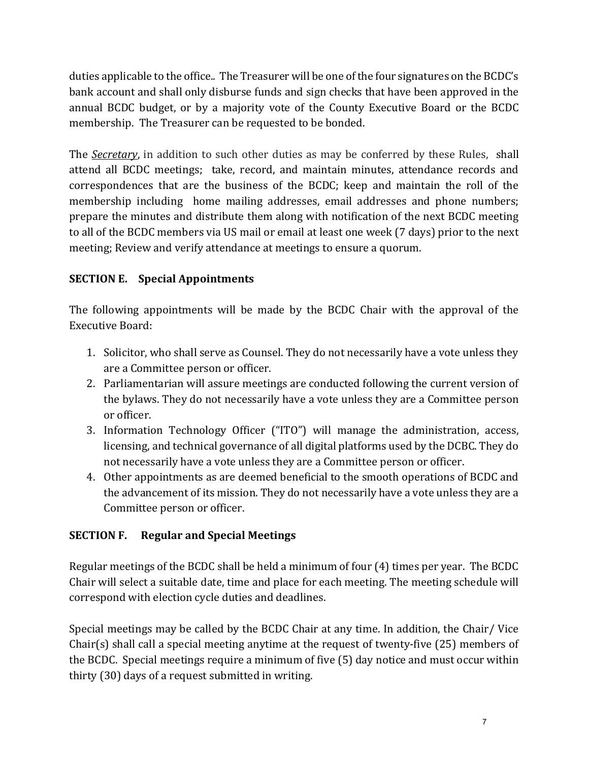duties applicable to the office.. The Treasurer will be one of the four signatures on the BCDC's bank account and shall only disburse funds and sign checks that have been approved in the annual BCDC budget, or by a majority vote of the County Executive Board or the BCDC membership. The Treasurer can be requested to be bonded.

The ***Secretary***, in addition to such other duties as may be conferred by these Rules, shall attend all BCDC meetings; take, record, and maintain minutes, attendance records and correspondences that are the business of the BCDC; keep and maintain the roll of the membership including home mailing addresses, email addresses and phone numbers; prepare the minutes and distribute them along with notification of the next BCDC meeting to all of the BCDC members via US mail or email at least one week (7 days) prior to the next meeting; Review and verify attendance at meetings to ensure a quorum.

**SECTION E. Special Appointments**

The following appointments will be made by the BCDC Chair with the approval of the Executive Board:

1. Solicitor, who shall serve as Counsel. They do not necessarily have a vote unless they are a Committee person or officer.
2. Parliamentarian will assure meetings are conducted following the current version of the bylaws. They do not necessarily have a vote unless they are a Committee person or officer.
3. Information Technology Officer ("ITO") will manage the administration, access, licensing, and technical governance of all digital platforms used by the DCBC. They do not necessarily have a vote unless they are a Committee person or officer.
4. Other appointments as are deemed beneficial to the smooth operations of BCDC and the advancement of its mission. They do not necessarily have a vote unless they are a Committee person or officer.

**SECTION F. Regular and Special Meetings**

Regular meetings of the BCDC shall be held a minimum of four (4) times per year. The BCDC Chair will select a suitable date, time and place for each meeting. The meeting schedule will correspond with election cycle duties and deadlines.

Special meetings may be called by the BCDC Chair at any time. In addition, the Chair/ Vice Chair(s) shall call a special meeting anytime at the request of twenty-five (25) members of the BCDC. Special meetings require a minimum of five (5) day notice and must occur within thirty (30) days of a request submitted in writing.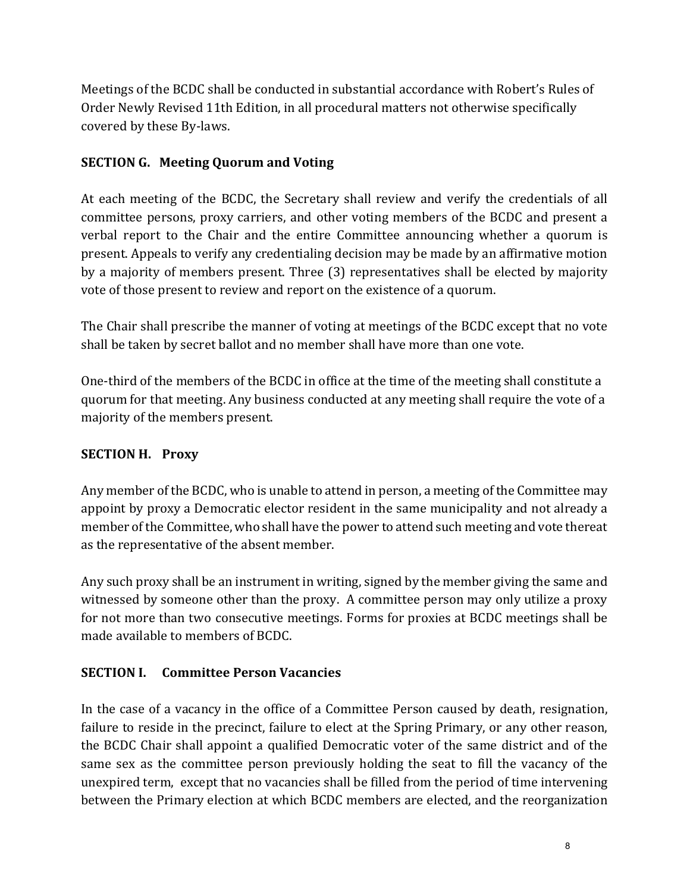Meetings of the BCDC shall be conducted in substantial accordance with Robert's Rules of Order Newly Revised 11th Edition, in all procedural matters not otherwise specifically covered by these By-laws.

**SECTION G. Meeting Quorum and Voting**

At each meeting of the BCDC, the Secretary shall review and verify the credentials of all committee persons, proxy carriers, and other voting members of the BCDC and present a verbal report to the Chair and the entire Committee announcing whether a quorum is present. Appeals to verify any credentialing decision may be made by an affirmative motion by a majority of members present. Three (3) representatives shall be elected by majority vote of those present to review and report on the existence of a quorum.

The Chair shall prescribe the manner of voting at meetings of the BCDC except that no vote shall be taken by secret ballot and no member shall have more than one vote.

One-third of the members of the BCDC in office at the time of the meeting shall constitute a quorum for that meeting. Any business conducted at any meeting shall require the vote of a majority of the members present.

**SECTION H. Proxy**

Any member of the BCDC, who is unable to attend in person, a meeting of the Committee may appoint by proxy a Democratic elector resident in the same municipality and not already a member of the Committee, who shall have the power to attend such meeting and vote thereat as the representative of the absent member.

Any such proxy shall be an instrument in writing, signed by the member giving the same and witnessed by someone other than the proxy. A committee person may only utilize a proxy for not more than two consecutive meetings. Forms for proxies at BCDC meetings shall be made available to members of BCDC.

**SECTION I. Committee Person Vacancies**

In the case of a vacancy in the office of a Committee Person caused by death, resignation, failure to reside in the precinct, failure to elect at the Spring Primary, or any other reason, the BCDC Chair shall appoint a qualified Democratic voter of the same district and of the same sex as the committee person previously holding the seat to fill the vacancy of the unexpired term, except that no vacancies shall be filled from the period of time intervening between the Primary election at which BCDC members are elected, and the reorganization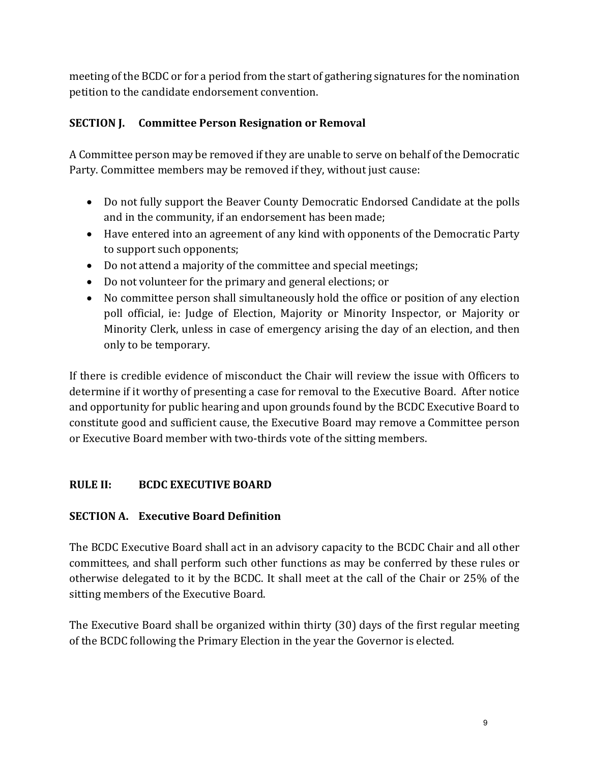meeting of the BCDC or for a period from the start of gathering signatures for the nomination petition to the candidate endorsement convention.

### SECTION J. Committee Person Resignation or Removal

A Committee person may be removed if they are unable to serve on behalf of the Democratic Party. Committee members may be removed if they, without just cause:

- Do not fully support the Beaver County Democratic Endorsed Candidate at the polls and in the community, if an endorsement has been made;
- Have entered into an agreement of any kind with opponents of the Democratic Party to support such opponents;
- Do not attend a majority of the committee and special meetings;
- Do not volunteer for the primary and general elections; or
- No committee person shall simultaneously hold the office or position of any election poll official, ie: Judge of Election, Majority or Minority Inspector, or Majority or Minority Clerk, unless in case of emergency arising the day of an election, and then only to be temporary.

If there is credible evidence of misconduct the Chair will review the issue with Officers to determine if it worthy of presenting a case for removal to the Executive Board. After notice and opportunity for public hearing and upon grounds found by the BCDC Executive Board to constitute good and sufficient cause, the Executive Board may remove a Committee person or Executive Board member with two-thirds vote of the sitting members.

## RULE II: BCDC EXECUTIVE BOARD

### SECTION A. Executive Board Definition

The BCDC Executive Board shall act in an advisory capacity to the BCDC Chair and all other committees, and shall perform such other functions as may be conferred by these rules or otherwise delegated to it by the BCDC. It shall meet at the call of the Chair or 25% of the sitting members of the Executive Board.

The Executive Board shall be organized within thirty (30) days of the first regular meeting of the BCDC following the Primary Election in the year the Governor is elected.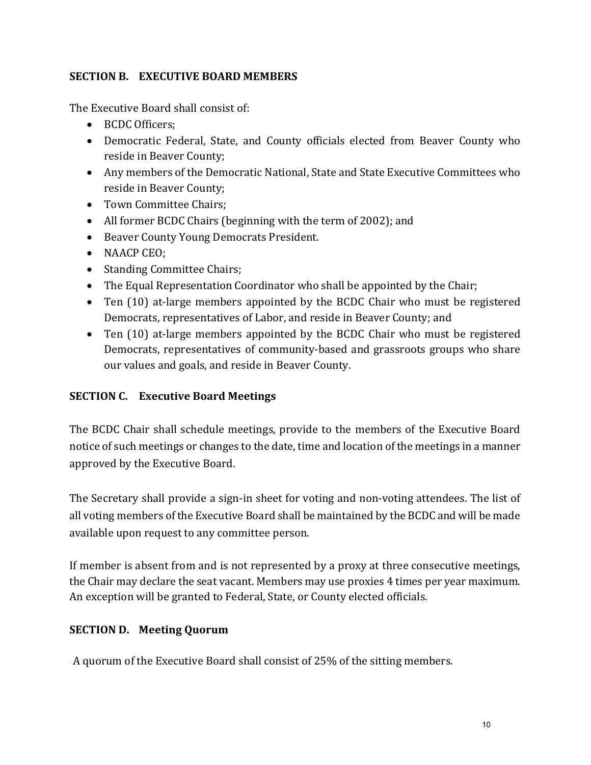### SECTION B. EXECUTIVE BOARD MEMBERS

The Executive Board shall consist of:

- BCDC Officers;
- Democratic Federal, State, and County officials elected from Beaver County who reside in Beaver County;
- Any members of the Democratic National, State and State Executive Committees who reside in Beaver County;
- Town Committee Chairs;
- All former BCDC Chairs (beginning with the term of 2002); and
- Beaver County Young Democrats President.
- NAACP CEO;
- Standing Committee Chairs;
- The Equal Representation Coordinator who shall be appointed by the Chair;
- Ten (10) at-large members appointed by the BCDC Chair who must be registered Democrats, representatives of Labor, and reside in Beaver County; and
- Ten (10) at-large members appointed by the BCDC Chair who must be registered Democrats, representatives of community-based and grassroots groups who share our values and goals, and reside in Beaver County.

### SECTION C. Executive Board Meetings

The BCDC Chair shall schedule meetings, provide to the members of the Executive Board notice of such meetings or changes to the date, time and location of the meetings in a manner approved by the Executive Board.

The Secretary shall provide a sign-in sheet for voting and non-voting attendees. The list of all voting members of the Executive Board shall be maintained by the BCDC and will be made available upon request to any committee person.

If member is absent from and is not represented by a proxy at three consecutive meetings, the Chair may declare the seat vacant. Members may use proxies 4 times per year maximum. An exception will be granted to Federal, State, or County elected officials.

### SECTION D. Meeting Quorum

A quorum of the Executive Board shall consist of 25% of the sitting members.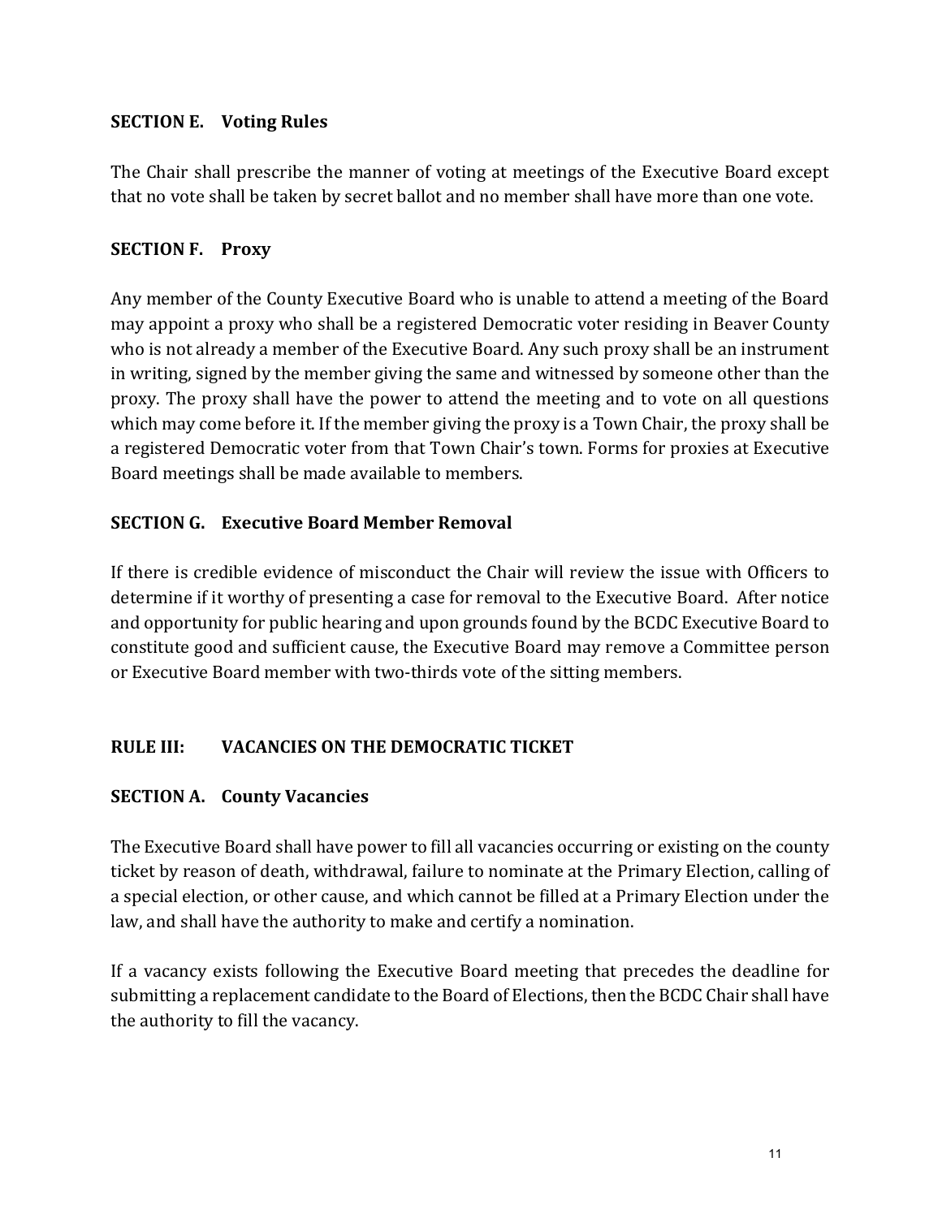### SECTION E. Voting Rules

The Chair shall prescribe the manner of voting at meetings of the Executive Board except that no vote shall be taken by secret ballot and no member shall have more than one vote.

### SECTION F. Proxy

Any member of the County Executive Board who is unable to attend a meeting of the Board may appoint a proxy who shall be a registered Democratic voter residing in Beaver County who is not already a member of the Executive Board. Any such proxy shall be an instrument in writing, signed by the member giving the same and witnessed by someone other than the proxy. The proxy shall have the power to attend the meeting and to vote on all questions which may come before it. If the member giving the proxy is a Town Chair, the proxy shall be a registered Democratic voter from that Town Chair's town. Forms for proxies at Executive Board meetings shall be made available to members.

### SECTION G. Executive Board Member Removal

If there is credible evidence of misconduct the Chair will review the issue with Officers to determine if it worthy of presenting a case for removal to the Executive Board. After notice and opportunity for public hearing and upon grounds found by the BCDC Executive Board to constitute good and sufficient cause, the Executive Board may remove a Committee person or Executive Board member with two-thirds vote of the sitting members.

## RULE III: VACANCIES ON THE DEMOCRATIC TICKET

### SECTION A. County Vacancies

The Executive Board shall have power to fill all vacancies occurring or existing on the county ticket by reason of death, withdrawal, failure to nominate at the Primary Election, calling of a special election, or other cause, and which cannot be filled at a Primary Election under the law, and shall have the authority to make and certify a nomination.

If a vacancy exists following the Executive Board meeting that precedes the deadline for submitting a replacement candidate to the Board of Elections, then the BCDC Chair shall have the authority to fill the vacancy.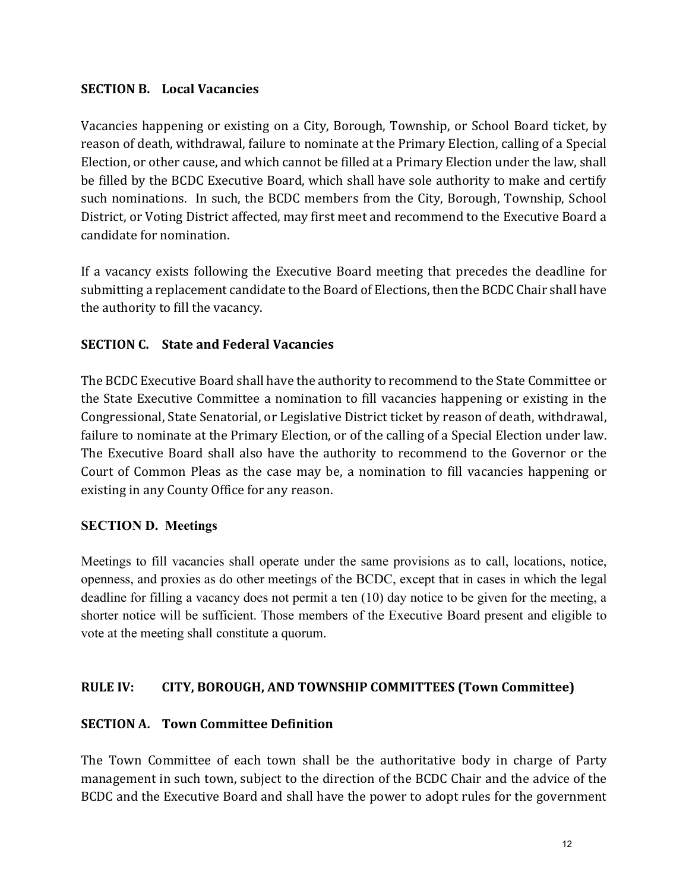### SECTION B. Local Vacancies

Vacancies happening or existing on a City, Borough, Township, or School Board ticket, by reason of death, withdrawal, failure to nominate at the Primary Election, calling of a Special Election, or other cause, and which cannot be filled at a Primary Election under the law, shall be filled by the BCDC Executive Board, which shall have sole authority to make and certify such nominations. In such, the BCDC members from the City, Borough, Township, School District, or Voting District affected, may first meet and recommend to the Executive Board a candidate for nomination.

If a vacancy exists following the Executive Board meeting that precedes the deadline for submitting a replacement candidate to the Board of Elections, then the BCDC Chair shall have the authority to fill the vacancy.

### SECTION C. State and Federal Vacancies

The BCDC Executive Board shall have the authority to recommend to the State Committee or the State Executive Committee a nomination to fill vacancies happening or existing in the Congressional, State Senatorial, or Legislative District ticket by reason of death, withdrawal, failure to nominate at the Primary Election, or of the calling of a Special Election under law. The Executive Board shall also have the authority to recommend to the Governor or the Court of Common Pleas as the case may be, a nomination to fill vacancies happening or existing in any County Office for any reason.

### SECTION D. Meetings

Meetings to fill vacancies shall operate under the same provisions as to call, locations, notice, openness, and proxies as do other meetings of the BCDC, except that in cases in which the legal deadline for filling a vacancy does not permit a ten (10) day notice to be given for the meeting, a shorter notice will be sufficient. Those members of the Executive Board present and eligible to vote at the meeting shall constitute a quorum.

## RULE IV: CITY, BOROUGH, AND TOWNSHIP COMMITTEES (Town Committee)

### SECTION A. Town Committee Definition

The Town Committee of each town shall be the authoritative body in charge of Party management in such town, subject to the direction of the BCDC Chair and the advice of the BCDC and the Executive Board and shall have the power to adopt rules for the government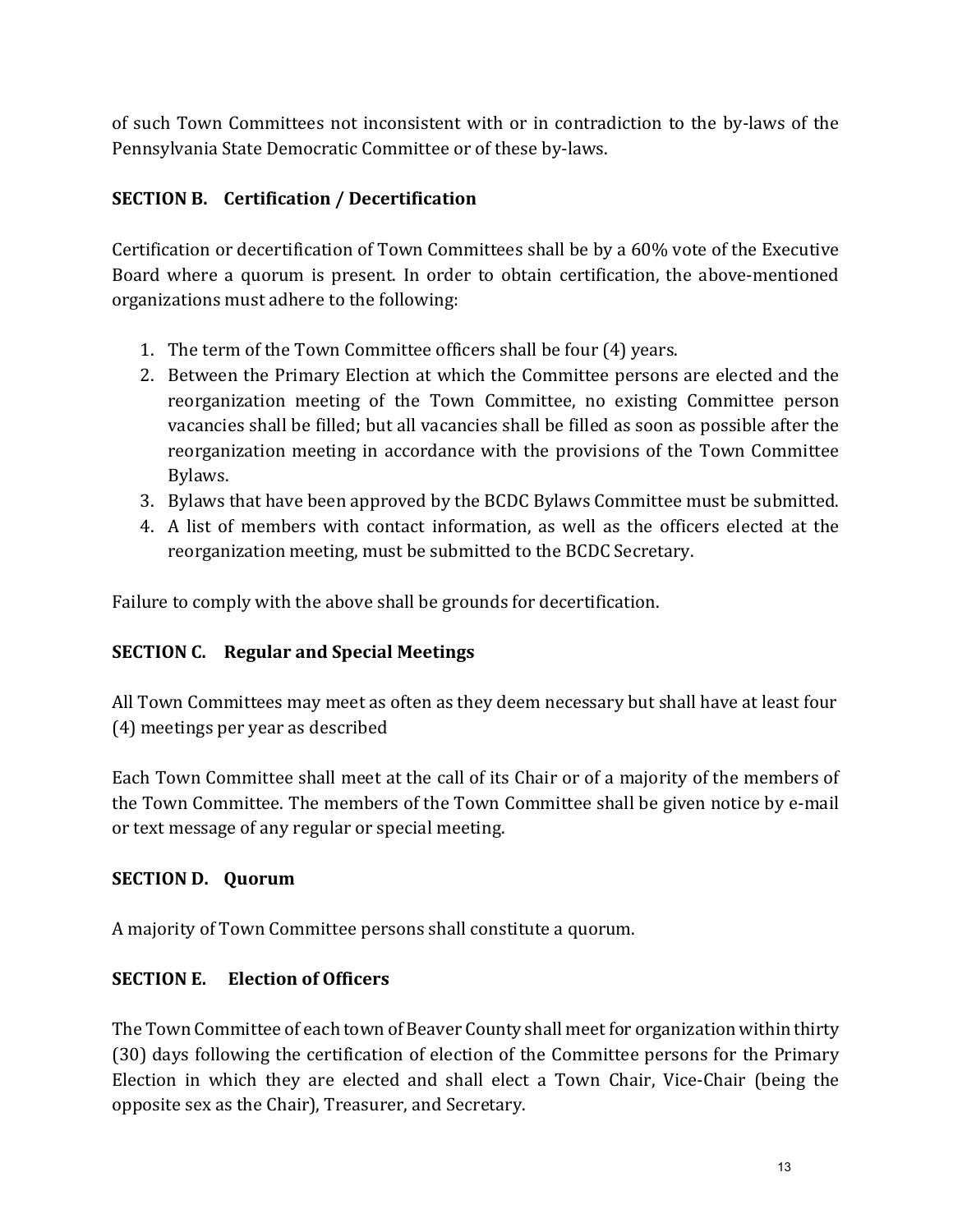of such Town Committees not inconsistent with or in contradiction to the by-laws of the Pennsylvania State Democratic Committee or of these by-laws.

### SECTION B. Certification / Decertification

Certification or decertification of Town Committees shall be by a 60% vote of the Executive Board where a quorum is present. In order to obtain certification, the above-mentioned organizations must adhere to the following:

1. The term of the Town Committee officers shall be four (4) years.
2. Between the Primary Election at which the Committee persons are elected and the reorganization meeting of the Town Committee, no existing Committee person vacancies shall be filled; but all vacancies shall be filled as soon as possible after the reorganization meeting in accordance with the provisions of the Town Committee Bylaws.
3. Bylaws that have been approved by the BCDC Bylaws Committee must be submitted.
4. A list of members with contact information, as well as the officers elected at the reorganization meeting, must be submitted to the BCDC Secretary.

Failure to comply with the above shall be grounds for decertification.

### SECTION C. Regular and Special Meetings

All Town Committees may meet as often as they deem necessary but shall have at least four (4) meetings per year as described

Each Town Committee shall meet at the call of its Chair or of a majority of the members of the Town Committee. The members of the Town Committee shall be given notice by e-mail or text message of any regular or special meeting.

### SECTION D. Quorum

A majority of Town Committee persons shall constitute a quorum.

### SECTION E. Election of Officers

The Town Committee of each town of Beaver County shall meet for organization within thirty (30) days following the certification of election of the Committee persons for the Primary Election in which they are elected and shall elect a Town Chair, Vice-Chair (being the opposite sex as the Chair), Treasurer, and Secretary.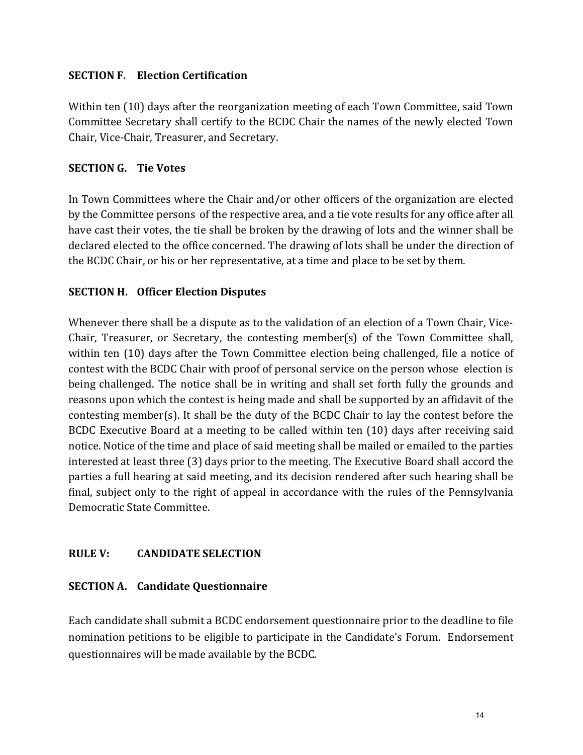### SECTION F. Election Certification

Within ten (10) days after the reorganization meeting of each Town Committee, said Town Committee Secretary shall certify to the BCDC Chair the names of the newly elected Town Chair, Vice-Chair, Treasurer, and Secretary.

### SECTION G. Tie Votes

In Town Committees where the Chair and/or other officers of the organization are elected by the Committee persons of the respective area, and a tie vote results for any office after all have cast their votes, the tie shall be broken by the drawing of lots and the winner shall be declared elected to the office concerned. The drawing of lots shall be under the direction of the BCDC Chair, or his or her representative, at a time and place to be set by them.

### SECTION H. Officer Election Disputes

Whenever there shall be a dispute as to the validation of an election of a Town Chair, Vice-Chair, Treasurer, or Secretary, the contesting member(s) of the Town Committee shall, within ten (10) days after the Town Committee election being challenged, file a notice of contest with the BCDC Chair with proof of personal service on the person whose election is being challenged. The notice shall be in writing and shall set forth fully the grounds and reasons upon which the contest is being made and shall be supported by an affidavit of the contesting member(s). It shall be the duty of the BCDC Chair to lay the contest before the BCDC Executive Board at a meeting to be called within ten (10) days after receiving said notice. Notice of the time and place of said meeting shall be mailed or emailed to the parties interested at least three (3) days prior to the meeting. The Executive Board shall accord the parties a full hearing at said meeting, and its decision rendered after such hearing shall be final, subject only to the right of appeal in accordance with the rules of the Pennsylvania Democratic State Committee.

## RULE V: CANDIDATE SELECTION

### SECTION A. Candidate Questionnaire

Each candidate shall submit a BCDC endorsement questionnaire prior to the deadline to file nomination petitions to be eligible to participate in the Candidate's Forum. Endorsement questionnaires will be made available by the BCDC.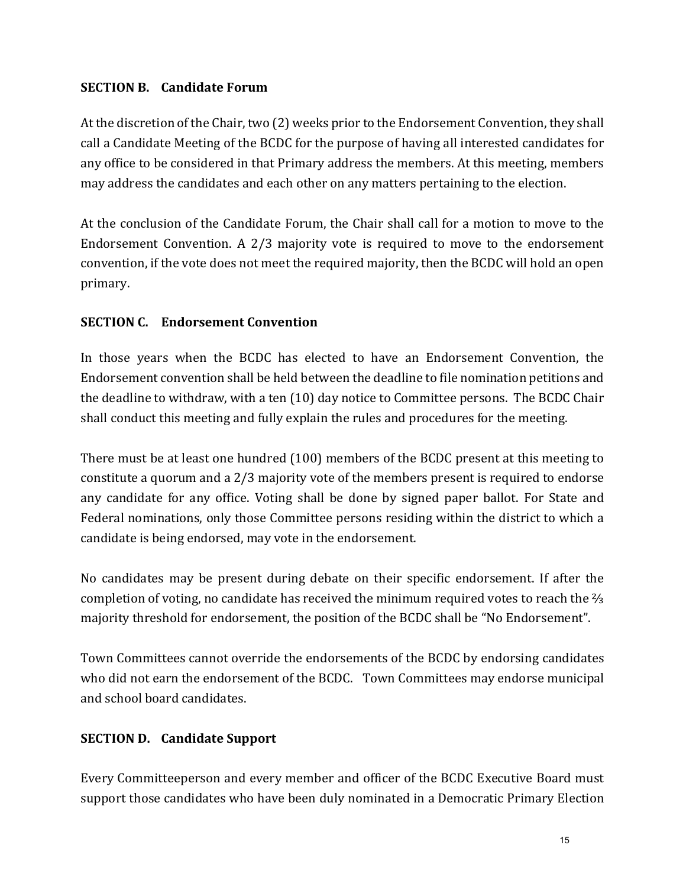### SECTION B. Candidate Forum

At the discretion of the Chair, two (2) weeks prior to the Endorsement Convention, they shall call a Candidate Meeting of the BCDC for the purpose of having all interested candidates for any office to be considered in that Primary address the members. At this meeting, members may address the candidates and each other on any matters pertaining to the election.

At the conclusion of the Candidate Forum, the Chair shall call for a motion to move to the Endorsement Convention. A 2/3 majority vote is required to move to the endorsement convention, if the vote does not meet the required majority, then the BCDC will hold an open primary.

### SECTION C. Endorsement Convention

In those years when the BCDC has elected to have an Endorsement Convention, the Endorsement convention shall be held between the deadline to file nomination petitions and the deadline to withdraw, with a ten (10) day notice to Committee persons. The BCDC Chair shall conduct this meeting and fully explain the rules and procedures for the meeting.

There must be at least one hundred (100) members of the BCDC present at this meeting to constitute a quorum and a 2/3 majority vote of the members present is required to endorse any candidate for any office. Voting shall be done by signed paper ballot. For State and Federal nominations, only those Committee persons residing within the district to which a candidate is being endorsed, may vote in the endorsement.

No candidates may be present during debate on their specific endorsement. If after the completion of voting, no candidate has received the minimum required votes to reach the ⅔ majority threshold for endorsement, the position of the BCDC shall be "No Endorsement".

Town Committees cannot override the endorsements of the BCDC by endorsing candidates who did not earn the endorsement of the BCDC. Town Committees may endorse municipal and school board candidates.

### SECTION D. Candidate Support

Every Committeeperson and every member and officer of the BCDC Executive Board must support those candidates who have been duly nominated in a Democratic Primary Election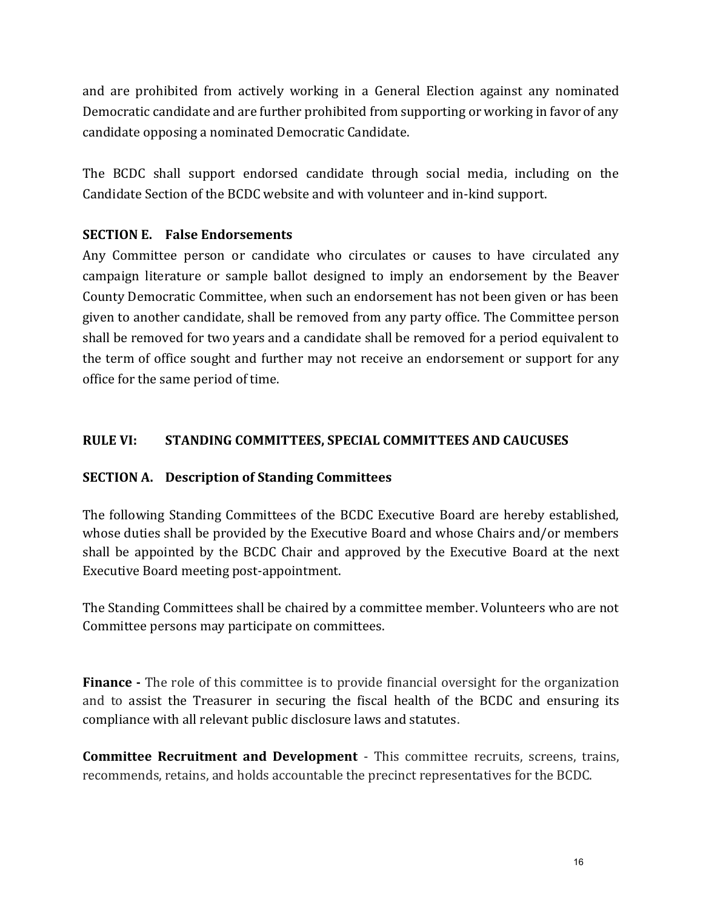and are prohibited from actively working in a General Election against any nominated Democratic candidate and are further prohibited from supporting or working in favor of any candidate opposing a nominated Democratic Candidate.

The BCDC shall support endorsed candidate through social media, including on the Candidate Section of the BCDC website and with volunteer and in-kind support.

### SECTION E. False Endorsements

Any Committee person or candidate who circulates or causes to have circulated any campaign literature or sample ballot designed to imply an endorsement by the Beaver County Democratic Committee, when such an endorsement has not been given or has been given to another candidate, shall be removed from any party office. The Committee person shall be removed for two years and a candidate shall be removed for a period equivalent to the term of office sought and further may not receive an endorsement or support for any office for the same period of time.

## RULE VI: STANDING COMMITTEES, SPECIAL COMMITTEES AND CAUCUSES

### SECTION A. Description of Standing Committees

The following Standing Committees of the BCDC Executive Board are hereby established, whose duties shall be provided by the Executive Board and whose Chairs and/or members shall be appointed by the BCDC Chair and approved by the Executive Board at the next Executive Board meeting post-appointment.

The Standing Committees shall be chaired by a committee member. Volunteers who are not Committee persons may participate on committees.

**Finance -** The role of this committee is to provide financial oversight for the organization and to assist the Treasurer in securing the fiscal health of the BCDC and ensuring its compliance with all relevant public disclosure laws and statutes.

**Committee Recruitment and Development** - This committee recruits, screens, trains, recommends, retains, and holds accountable the precinct representatives for the BCDC.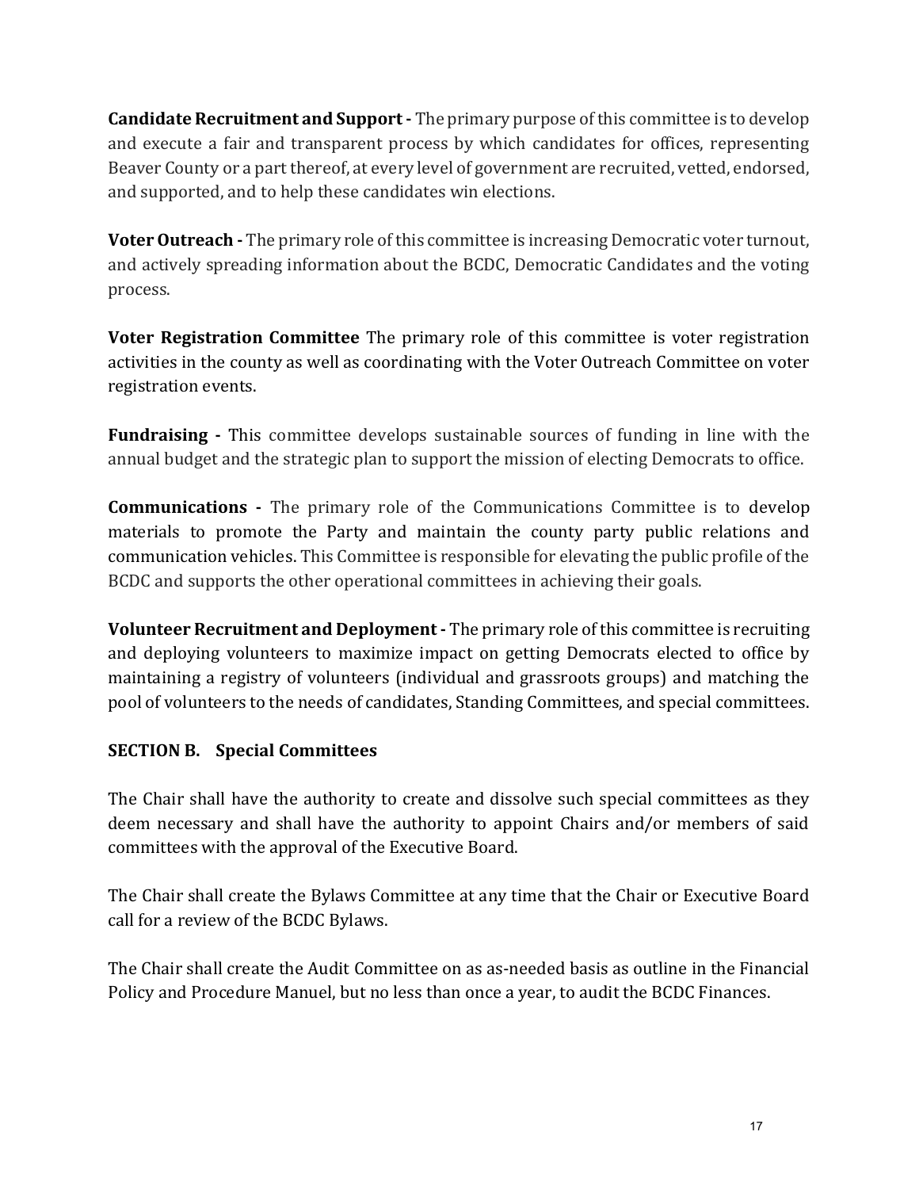**Candidate Recruitment and Support -** The primary purpose of this committee is to develop and execute a fair and transparent process by which candidates for offices, representing Beaver County or a part thereof, at every level of government are recruited, vetted, endorsed, and supported, and to help these candidates win elections.

**Voter Outreach -** The primary role of this committee is increasing Democratic voter turnout, and actively spreading information about the BCDC, Democratic Candidates and the voting process.

**Voter Registration Committee** The primary role of this committee is voter registration activities in the county as well as coordinating with the Voter Outreach Committee on voter registration events.

**Fundraising -** This committee develops sustainable sources of funding in line with the annual budget and the strategic plan to support the mission of electing Democrats to office.

**Communications -** The primary role of the Communications Committee is to develop materials to promote the Party and maintain the county party public relations and communication vehicles. This Committee is responsible for elevating the public profile of the BCDC and supports the other operational committees in achieving their goals.

**Volunteer Recruitment and Deployment -** The primary role of this committee is recruiting and deploying volunteers to maximize impact on getting Democrats elected to office by maintaining a registry of volunteers (individual and grassroots groups) and matching the pool of volunteers to the needs of candidates, Standing Committees, and special committees.

### SECTION B. Special Committees

The Chair shall have the authority to create and dissolve such special committees as they deem necessary and shall have the authority to appoint Chairs and/or members of said committees with the approval of the Executive Board.

The Chair shall create the Bylaws Committee at any time that the Chair or Executive Board call for a review of the BCDC Bylaws.

The Chair shall create the Audit Committee on as as-needed basis as outline in the Financial Policy and Procedure Manuel, but no less than once a year, to audit the BCDC Finances.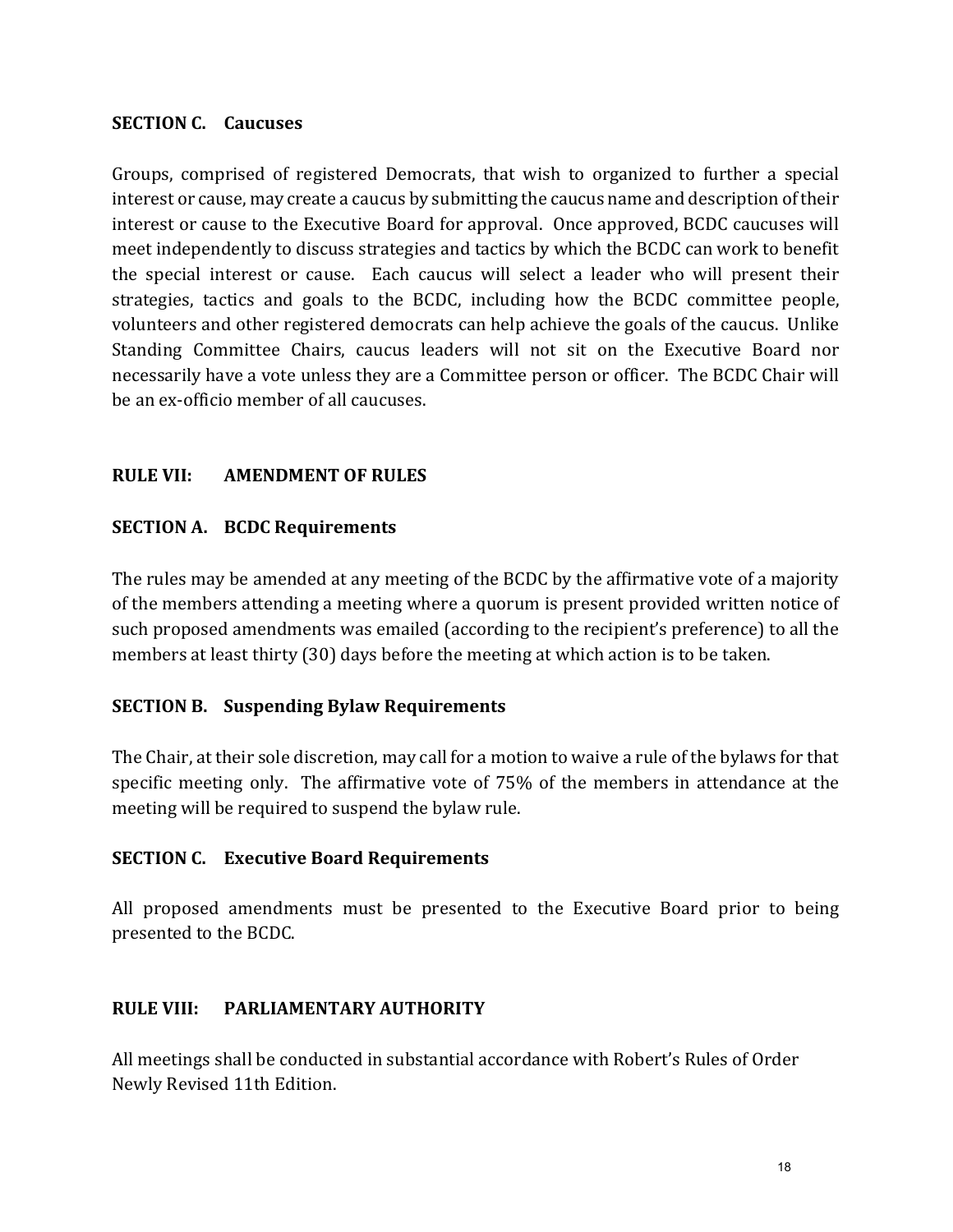**SECTION C. Caucuses**

Groups, comprised of registered Democrats, that wish to organized to further a special interest or cause, may create a caucus by submitting the caucus name and description of their interest or cause to the Executive Board for approval. Once approved, BCDC caucuses will meet independently to discuss strategies and tactics by which the BCDC can work to benefit the special interest or cause. Each caucus will select a leader who will present their strategies, tactics and goals to the BCDC, including how the BCDC committee people, volunteers and other registered democrats can help achieve the goals of the caucus. Unlike Standing Committee Chairs, caucus leaders will not sit on the Executive Board nor necessarily have a vote unless they are a Committee person or officer. The BCDC Chair will be an ex-officio member of all caucuses.

## RULE VII: AMENDMENT OF RULES

**SECTION A. BCDC Requirements**

The rules may be amended at any meeting of the BCDC by the affirmative vote of a majority of the members attending a meeting where a quorum is present provided written notice of such proposed amendments was emailed (according to the recipient's preference) to all the members at least thirty (30) days before the meeting at which action is to be taken.

**SECTION B. Suspending Bylaw Requirements**

The Chair, at their sole discretion, may call for a motion to waive a rule of the bylaws for that specific meeting only. The affirmative vote of 75% of the members in attendance at the meeting will be required to suspend the bylaw rule.

**SECTION C. Executive Board Requirements**

All proposed amendments must be presented to the Executive Board prior to being presented to the BCDC.

## RULE VIII: PARLIAMENTARY AUTHORITY

All meetings shall be conducted in substantial accordance with Robert's Rules of Order Newly Revised 11th Edition.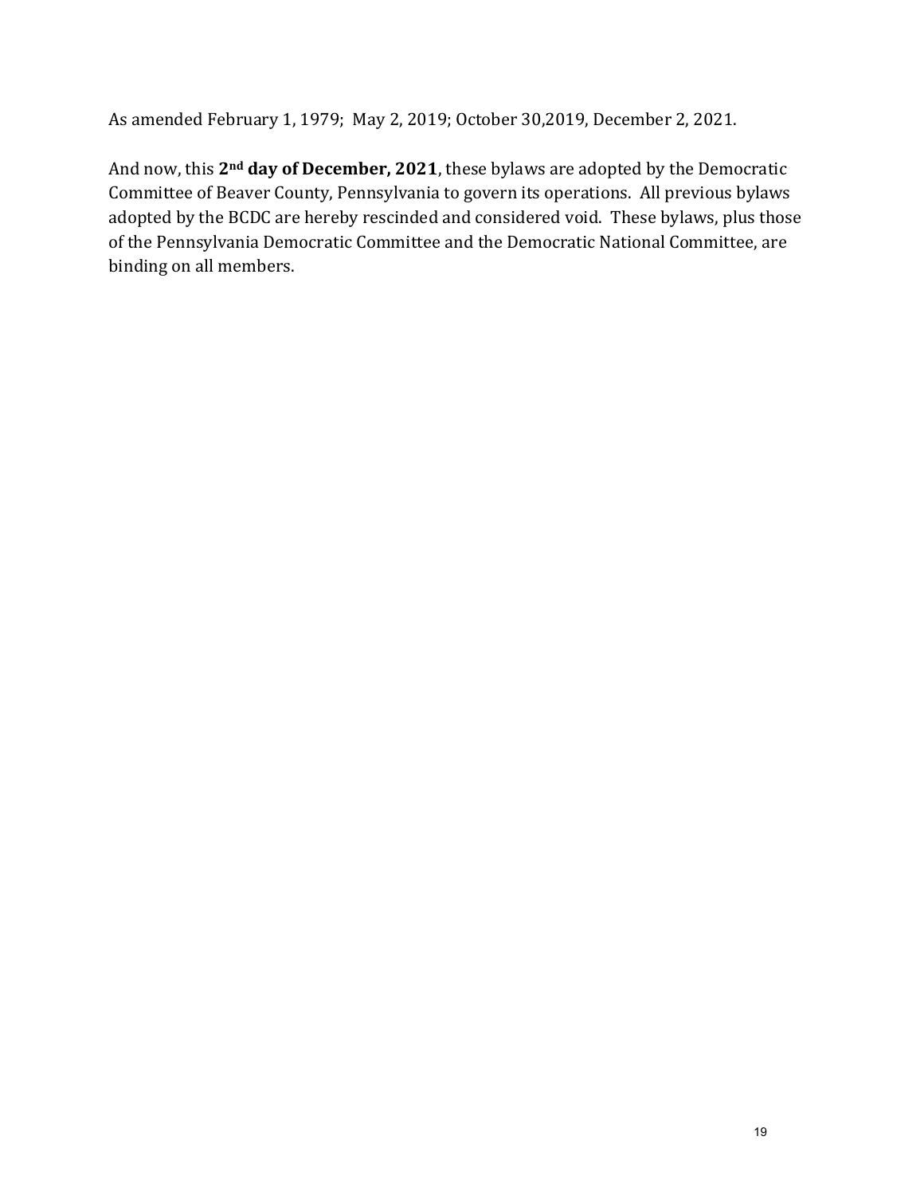As amended February 1, 1979;  May 2, 2019; October 30,2019, December 2, 2021.

And now, this **2nd day of December, 2021**, these bylaws are adopted by the Democratic Committee of Beaver County, Pennsylvania to govern its operations.  All previous bylaws adopted by the BCDC are hereby rescinded and considered void.  These bylaws, plus those of the Pennsylvania Democratic Committee and the Democratic National Committee, are binding on all members.